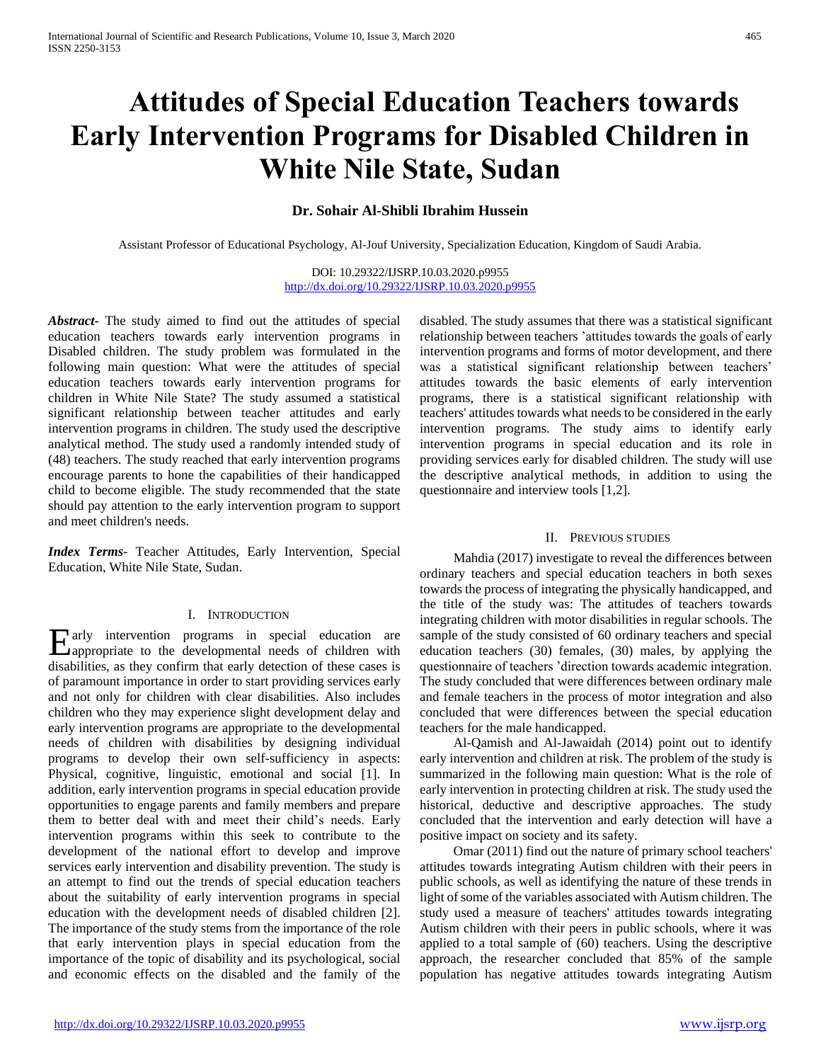# Attitudes of Special Education Teachers towards Early Intervention Programs for Disabled Children in White Nile State, Sudan

**Dr. Sohair Al-Shibli Ibrahim Hussein**

Assistant Professor of Educational Psychology, Al-Jouf University, Specialization Education, Kingdom of Saudi Arabia.

DOI: 10.29322/IJSRP.10.03.2020.p9955
http://dx.doi.org/10.29322/IJSRP.10.03.2020.p9955

***Abstract*****-** The study aimed to find out the attitudes of special education teachers towards early intervention programs in Disabled children. The study problem was formulated in the following main question: What were the attitudes of special education teachers towards early intervention programs for children in White Nile State? The study assumed a statistical significant relationship between teacher attitudes and early intervention programs in children. The study used the descriptive analytical method. The study used a randomly intended study of (48) teachers. The study reached that early intervention programs encourage parents to hone the capabilities of their handicapped child to become eligible. The study recommended that the state should pay attention to the early intervention program to support and meet children's needs.

***Index Terms*****-** Teacher Attitudes, Early Intervention, Special Education, White Nile State, Sudan.

## I. Introduction

Early intervention programs in special education are appropriate to the developmental needs of children with disabilities, as they confirm that early detection of these cases is of paramount importance in order to start providing services early and not only for children with clear disabilities. Also includes children who they may experience slight development delay and early intervention programs are appropriate to the developmental needs of children with disabilities by designing individual programs to develop their own self-sufficiency in aspects: Physical, cognitive, linguistic, emotional and social [1]. In addition, early intervention programs in special education provide opportunities to engage parents and family members and prepare them to better deal with and meet their child's needs. Early intervention programs within this seek to contribute to the development of the national effort to develop and improve services early intervention and disability prevention. The study is an attempt to find out the trends of special education teachers about the suitability of early intervention programs in special education with the development needs of disabled children [2]. The importance of the study stems from the importance of the role that early intervention plays in special education from the importance of the topic of disability and its psychological, social and economic effects on the disabled and the family of the disabled. The study assumes that there was a statistical significant relationship between teachers 'attitudes towards the goals of early intervention programs and forms of motor development, and there was a statistical significant relationship between teachers' attitudes towards the basic elements of early intervention programs, there is a statistical significant relationship with teachers' attitudes towards what needs to be considered in the early intervention programs. The study aims to identify early intervention programs in special education and its role in providing services early for disabled children. The study will use the descriptive analytical methods, in addition to using the questionnaire and interview tools [1,2].

## II. Previous Studies

Mahdia (2017) investigate to reveal the differences between ordinary teachers and special education teachers in both sexes towards the process of integrating the physically handicapped, and the title of the study was: The attitudes of teachers towards integrating children with motor disabilities in regular schools. The sample of the study consisted of 60 ordinary teachers and special education teachers (30) females, (30) males, by applying the questionnaire of teachers 'direction towards academic integration. The study concluded that were differences between ordinary male and female teachers in the process of motor integration and also concluded that were differences between the special education teachers for the male handicapped.

Al-Qamish and Al-Jawaidah (2014) point out to identify early intervention and children at risk. The problem of the study is summarized in the following main question: What is the role of early intervention in protecting children at risk. The study used the historical, deductive and descriptive approaches. The study concluded that the intervention and early detection will have a positive impact on society and its safety.

Omar (2011) find out the nature of primary school teachers' attitudes towards integrating Autism children with their peers in public schools, as well as identifying the nature of these trends in light of some of the variables associated with Autism children. The study used a measure of teachers' attitudes towards integrating Autism children with their peers in public schools, where it was applied to a total sample of (60) teachers. Using the descriptive approach, the researcher concluded that 85% of the sample population has negative attitudes towards integrating Autism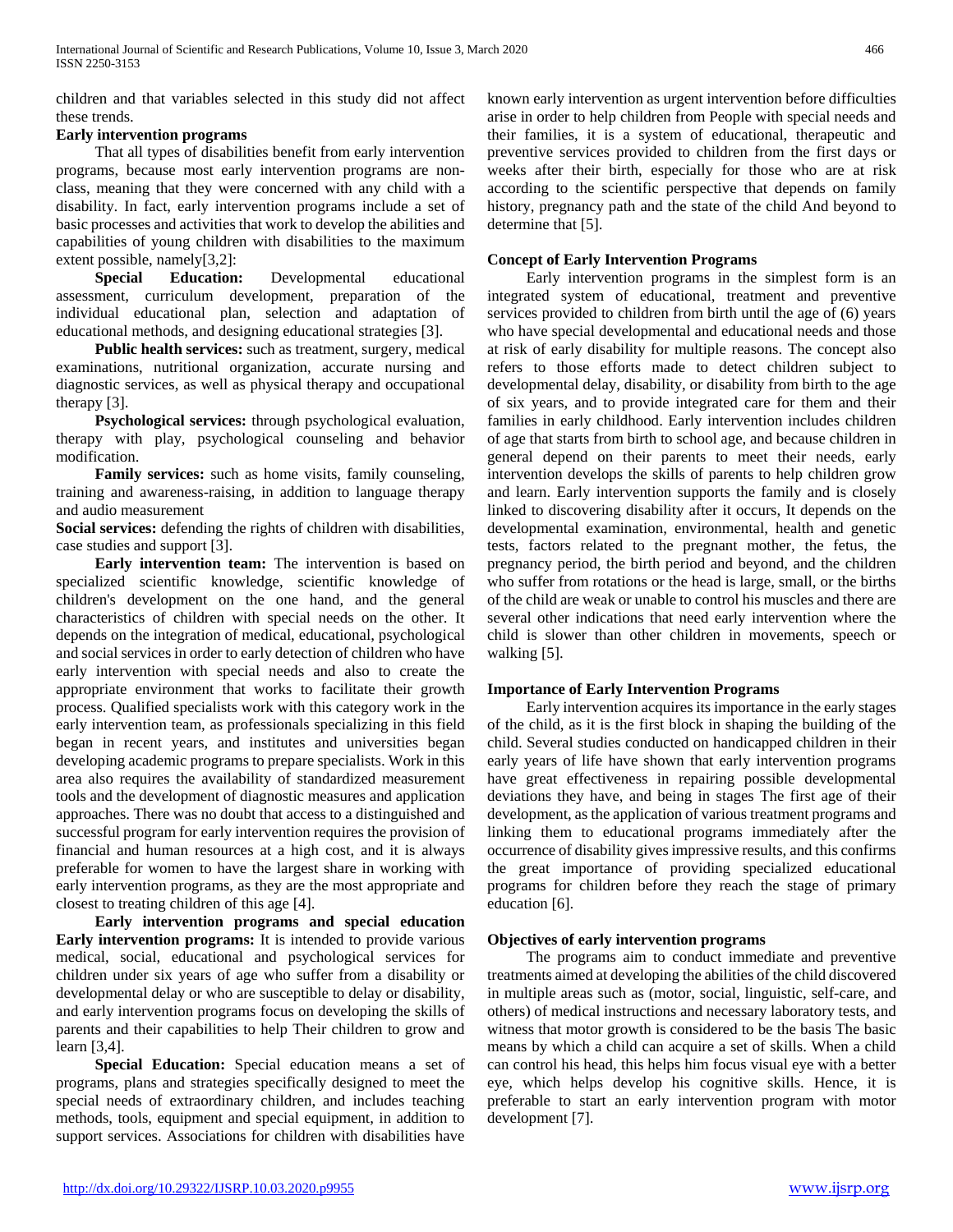children and that variables selected in this study did not affect these trends.

**Early intervention programs**

That all types of disabilities benefit from early intervention programs, because most early intervention programs are non-class, meaning that they were concerned with any child with a disability. In fact, early intervention programs include a set of basic processes and activities that work to develop the abilities and capabilities of young children with disabilities to the maximum extent possible, namely[3,2]:

**Special Education:** Developmental educational assessment, curriculum development, preparation of the individual educational plan, selection and adaptation of educational methods, and designing educational strategies [3].

**Public health services:** such as treatment, surgery, medical examinations, nutritional organization, accurate nursing and diagnostic services, as well as physical therapy and occupational therapy [3].

**Psychological services:** through psychological evaluation, therapy with play, psychological counseling and behavior modification.

**Family services:** such as home visits, family counseling, training and awareness-raising, in addition to language therapy and audio measurement

**Social services:** defending the rights of children with disabilities, case studies and support [3].

**Early intervention team:** The intervention is based on specialized scientific knowledge, scientific knowledge of children's development on the one hand, and the general characteristics of children with special needs on the other. It depends on the integration of medical, educational, psychological and social services in order to early detection of children who have early intervention with special needs and also to create the appropriate environment that works to facilitate their growth process. Qualified specialists work with this category work in the early intervention team, as professionals specializing in this field began in recent years, and institutes and universities began developing academic programs to prepare specialists. Work in this area also requires the availability of standardized measurement tools and the development of diagnostic measures and application approaches. There was no doubt that access to a distinguished and successful program for early intervention requires the provision of financial and human resources at a high cost, and it is always preferable for women to have the largest share in working with early intervention programs, as they are the most appropriate and closest to treating children of this age [4].

**Early intervention programs and special education**

**Early intervention programs:** It is intended to provide various medical, social, educational and psychological services for children under six years of age who suffer from a disability or developmental delay or who are susceptible to delay or disability, and early intervention programs focus on developing the skills of parents and their capabilities to help Their children to grow and learn [3,4].

**Special Education:** Special education means a set of programs, plans and strategies specifically designed to meet the special needs of extraordinary children, and includes teaching methods, tools, equipment and special equipment, in addition to support services. Associations for children with disabilities have known early intervention as urgent intervention before difficulties arise in order to help children from People with special needs and their families, it is a system of educational, therapeutic and preventive services provided to children from the first days or weeks after their birth, especially for those who are at risk according to the scientific perspective that depends on family history, pregnancy path and the state of the child And beyond to determine that [5].

**Concept of Early Intervention Programs**

Early intervention programs in the simplest form is an integrated system of educational, treatment and preventive services provided to children from birth until the age of (6) years who have special developmental and educational needs and those at risk of early disability for multiple reasons. The concept also refers to those efforts made to detect children subject to developmental delay, disability, or disability from birth to the age of six years, and to provide integrated care for them and their families in early childhood. Early intervention includes children of age that starts from birth to school age, and because children in general depend on their parents to meet their needs, early intervention develops the skills of parents to help children grow and learn. Early intervention supports the family and is closely linked to discovering disability after it occurs, It depends on the developmental examination, environmental, health and genetic tests, factors related to the pregnant mother, the fetus, the pregnancy period, the birth period and beyond, and the children who suffer from rotations or the head is large, small, or the births of the child are weak or unable to control his muscles and there are several other indications that need early intervention where the child is slower than other children in movements, speech or walking [5].

**Importance of Early Intervention Programs**

Early intervention acquires its importance in the early stages of the child, as it is the first block in shaping the building of the child. Several studies conducted on handicapped children in their early years of life have shown that early intervention programs have great effectiveness in repairing possible developmental deviations they have, and being in stages The first age of their development, as the application of various treatment programs and linking them to educational programs immediately after the occurrence of disability gives impressive results, and this confirms the great importance of providing specialized educational programs for children before they reach the stage of primary education [6].

**Objectives of early intervention programs**

The programs aim to conduct immediate and preventive treatments aimed at developing the abilities of the child discovered in multiple areas such as (motor, social, linguistic, self-care, and others) of medical instructions and necessary laboratory tests, and witness that motor growth is considered to be the basis The basic means by which a child can acquire a set of skills. When a child can control his head, this helps him focus visual eye with a better eye, which helps develop his cognitive skills. Hence, it is preferable to start an early intervention program with motor development [7].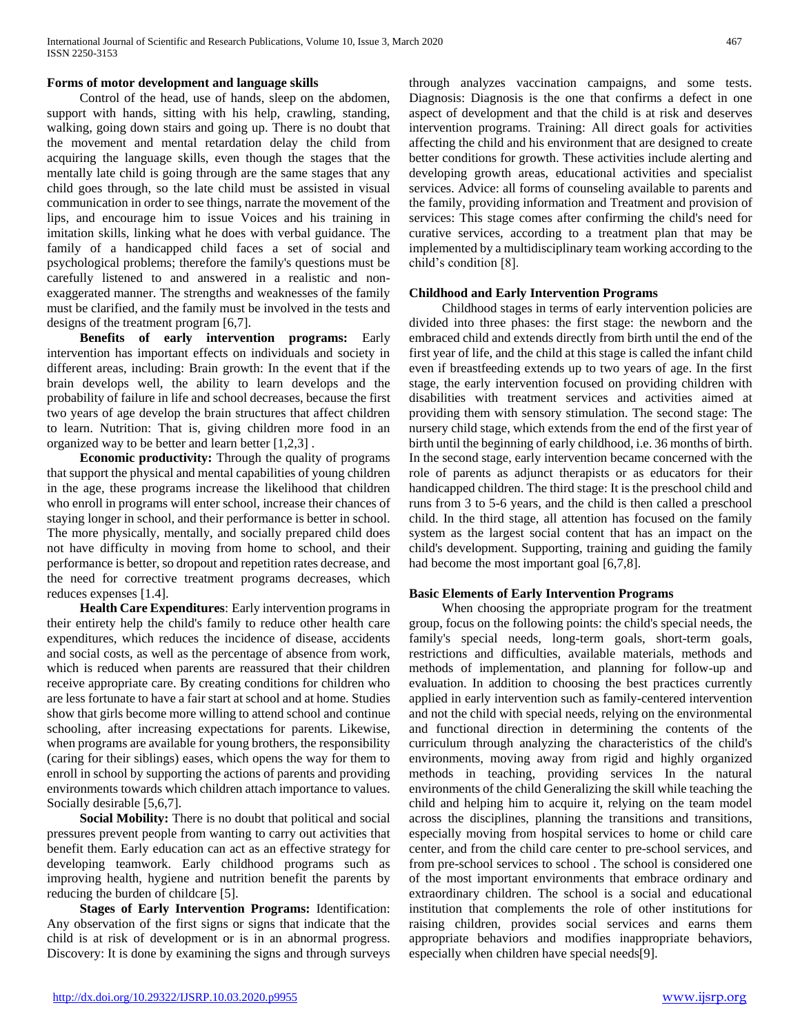**Forms of motor development and language skills**

Control of the head, use of hands, sleep on the abdomen, support with hands, sitting with his help, crawling, standing, walking, going down stairs and going up. There is no doubt that the movement and mental retardation delay the child from acquiring the language skills, even though the stages that the mentally late child is going through are the same stages that any child goes through, so the late child must be assisted in visual communication in order to see things, narrate the movement of the lips, and encourage him to issue Voices and his training in imitation skills, linking what he does with verbal guidance. The family of a handicapped child faces a set of social and psychological problems; therefore the family's questions must be carefully listened to and answered in a realistic and non-exaggerated manner. The strengths and weaknesses of the family must be clarified, and the family must be involved in the tests and designs of the treatment program [6,7].

**Benefits of early intervention programs:** Early intervention has important effects on individuals and society in different areas, including: Brain growth: In the event that if the brain develops well, the ability to learn develops and the probability of failure in life and school decreases, because the first two years of age develop the brain structures that affect children to learn. Nutrition: That is, giving children more food in an organized way to be better and learn better [1,2,3] .

**Economic productivity:** Through the quality of programs that support the physical and mental capabilities of young children in the age, these programs increase the likelihood that children who enroll in programs will enter school, increase their chances of staying longer in school, and their performance is better in school. The more physically, mentally, and socially prepared child does not have difficulty in moving from home to school, and their performance is better, so dropout and repetition rates decrease, and the need for corrective treatment programs decreases, which reduces expenses [1.4].

**Health Care Expenditures**: Early intervention programs in their entirety help the child's family to reduce other health care expenditures, which reduces the incidence of disease, accidents and social costs, as well as the percentage of absence from work, which is reduced when parents are reassured that their children receive appropriate care. By creating conditions for children who are less fortunate to have a fair start at school and at home. Studies show that girls become more willing to attend school and continue schooling, after increasing expectations for parents. Likewise, when programs are available for young brothers, the responsibility (caring for their siblings) eases, which opens the way for them to enroll in school by supporting the actions of parents and providing environments towards which children attach importance to values. Socially desirable [5,6,7].

**Social Mobility:** There is no doubt that political and social pressures prevent people from wanting to carry out activities that benefit them. Early education can act as an effective strategy for developing teamwork. Early childhood programs such as improving health, hygiene and nutrition benefit the parents by reducing the burden of childcare [5].

**Stages of Early Intervention Programs:** Identification: Any observation of the first signs or signs that indicate that the child is at risk of development or is in an abnormal progress. Discovery: It is done by examining the signs and through surveys through analyzes vaccination campaigns, and some tests. Diagnosis: Diagnosis is the one that confirms a defect in one aspect of development and that the child is at risk and deserves intervention programs. Training: All direct goals for activities affecting the child and his environment that are designed to create better conditions for growth. These activities include alerting and developing growth areas, educational activities and specialist services. Advice: all forms of counseling available to parents and the family, providing information and Treatment and provision of services: This stage comes after confirming the child's need for curative services, according to a treatment plan that may be implemented by a multidisciplinary team working according to the child's condition [8].

**Childhood and Early Intervention Programs**

Childhood stages in terms of early intervention policies are divided into three phases: the first stage: the newborn and the embraced child and extends directly from birth until the end of the first year of life, and the child at this stage is called the infant child even if breastfeeding extends up to two years of age. In the first stage, the early intervention focused on providing children with disabilities with treatment services and activities aimed at providing them with sensory stimulation. The second stage: The nursery child stage, which extends from the end of the first year of birth until the beginning of early childhood, i.e. 36 months of birth. In the second stage, early intervention became concerned with the role of parents as adjunct therapists or as educators for their handicapped children. The third stage: It is the preschool child and runs from 3 to 5-6 years, and the child is then called a preschool child. In the third stage, all attention has focused on the family system as the largest social content that has an impact on the child's development. Supporting, training and guiding the family had become the most important goal [6,7,8].

**Basic Elements of Early Intervention Programs**

When choosing the appropriate program for the treatment group, focus on the following points: the child's special needs, the family's special needs, long-term goals, short-term goals, restrictions and difficulties, available materials, methods and methods of implementation, and planning for follow-up and evaluation. In addition to choosing the best practices currently applied in early intervention such as family-centered intervention and not the child with special needs, relying on the environmental and functional direction in determining the contents of the curriculum through analyzing the characteristics of the child's environments, moving away from rigid and highly organized methods in teaching, providing services In the natural environments of the child Generalizing the skill while teaching the child and helping him to acquire it, relying on the team model across the disciplines, planning the transitions and transitions, especially moving from hospital services to home or child care center, and from the child care center to pre-school services, and from pre-school services to school . The school is considered one of the most important environments that embrace ordinary and extraordinary children. The school is a social and educational institution that complements the role of other institutions for raising children, provides social services and earns them appropriate behaviors and modifies inappropriate behaviors, especially when children have special needs[9].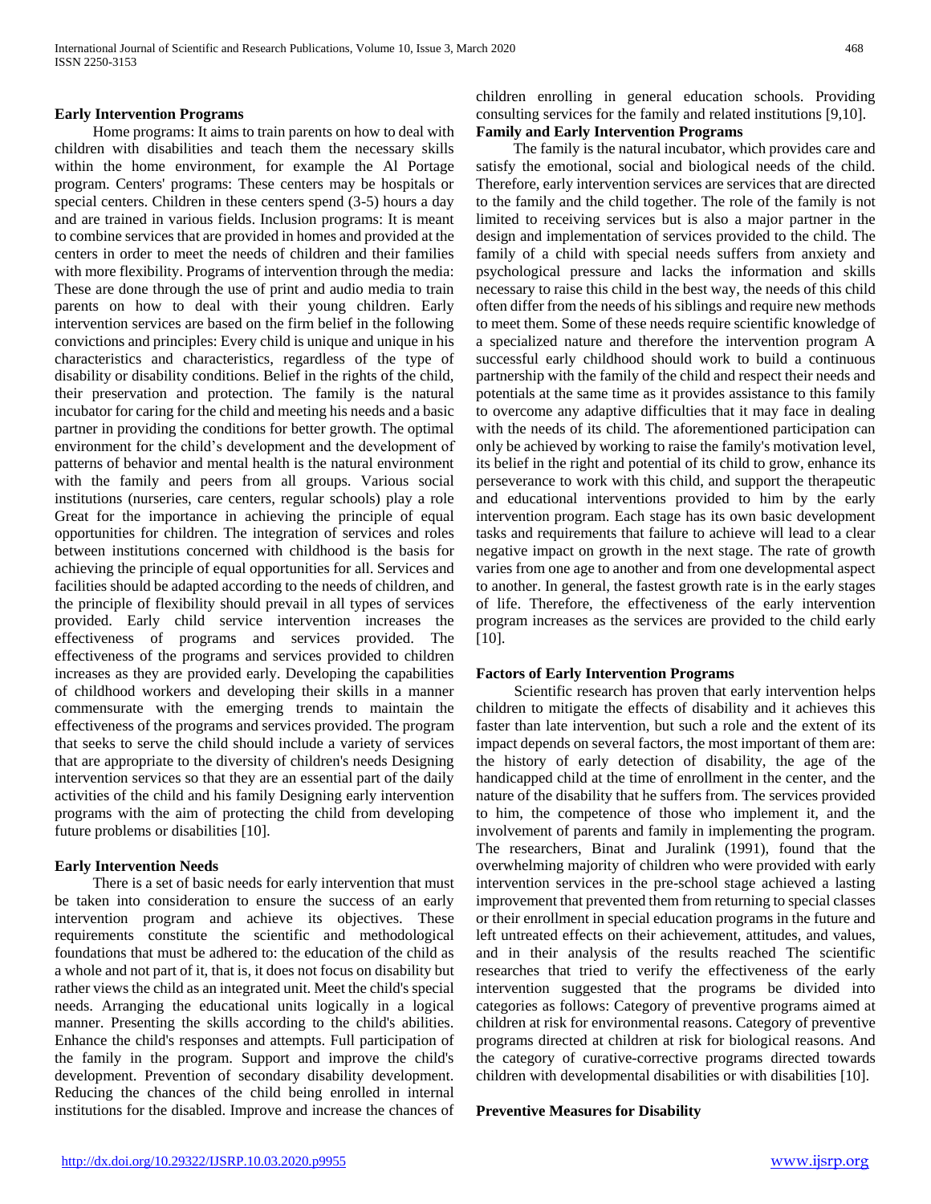**Early Intervention Programs**

Home programs: It aims to train parents on how to deal with children with disabilities and teach them the necessary skills within the home environment, for example the Al Portage program. Centers' programs: These centers may be hospitals or special centers. Children in these centers spend (3-5) hours a day and are trained in various fields. Inclusion programs: It is meant to combine services that are provided in homes and provided at the centers in order to meet the needs of children and their families with more flexibility. Programs of intervention through the media: These are done through the use of print and audio media to train parents on how to deal with their young children. Early intervention services are based on the firm belief in the following convictions and principles: Every child is unique and unique in his characteristics and characteristics, regardless of the type of disability or disability conditions. Belief in the rights of the child, their preservation and protection. The family is the natural incubator for caring for the child and meeting his needs and a basic partner in providing the conditions for better growth. The optimal environment for the child's development and the development of patterns of behavior and mental health is the natural environment with the family and peers from all groups. Various social institutions (nurseries, care centers, regular schools) play a role Great for the importance in achieving the principle of equal opportunities for children. The integration of services and roles between institutions concerned with childhood is the basis for achieving the principle of equal opportunities for all. Services and facilities should be adapted according to the needs of children, and the principle of flexibility should prevail in all types of services provided. Early child service intervention increases the effectiveness of programs and services provided. The effectiveness of the programs and services provided to children increases as they are provided early. Developing the capabilities of childhood workers and developing their skills in a manner commensurate with the emerging trends to maintain the effectiveness of the programs and services provided. The program that seeks to serve the child should include a variety of services that are appropriate to the diversity of children's needs Designing intervention services so that they are an essential part of the daily activities of the child and his family Designing early intervention programs with the aim of protecting the child from developing future problems or disabilities [10].

**Early Intervention Needs**

There is a set of basic needs for early intervention that must be taken into consideration to ensure the success of an early intervention program and achieve its objectives. These requirements constitute the scientific and methodological foundations that must be adhered to: the education of the child as a whole and not part of it, that is, it does not focus on disability but rather views the child as an integrated unit. Meet the child's special needs. Arranging the educational units logically in a logical manner. Presenting the skills according to the child's abilities. Enhance the child's responses and attempts. Full participation of the family in the program. Support and improve the child's development. Prevention of secondary disability development. Reducing the chances of the child being enrolled in internal institutions for the disabled. Improve and increase the chances of children enrolling in general education schools. Providing consulting services for the family and related institutions [9,10].

**Family and Early Intervention Programs**

The family is the natural incubator, which provides care and satisfy the emotional, social and biological needs of the child. Therefore, early intervention services are services that are directed to the family and the child together. The role of the family is not limited to receiving services but is also a major partner in the design and implementation of services provided to the child. The family of a child with special needs suffers from anxiety and psychological pressure and lacks the information and skills necessary to raise this child in the best way, the needs of this child often differ from the needs of his siblings and require new methods to meet them. Some of these needs require scientific knowledge of a specialized nature and therefore the intervention program A successful early childhood should work to build a continuous partnership with the family of the child and respect their needs and potentials at the same time as it provides assistance to this family to overcome any adaptive difficulties that it may face in dealing with the needs of its child. The aforementioned participation can only be achieved by working to raise the family's motivation level, its belief in the right and potential of its child to grow, enhance its perseverance to work with this child, and support the therapeutic and educational interventions provided to him by the early intervention program. Each stage has its own basic development tasks and requirements that failure to achieve will lead to a clear negative impact on growth in the next stage. The rate of growth varies from one age to another and from one developmental aspect to another. In general, the fastest growth rate is in the early stages of life. Therefore, the effectiveness of the early intervention program increases as the services are provided to the child early [10].

**Factors of Early Intervention Programs**

Scientific research has proven that early intervention helps children to mitigate the effects of disability and it achieves this faster than late intervention, but such a role and the extent of its impact depends on several factors, the most important of them are: the history of early detection of disability, the age of the handicapped child at the time of enrollment in the center, and the nature of the disability that he suffers from. The services provided to him, the competence of those who implement it, and the involvement of parents and family in implementing the program. The researchers, Binat and Juralink (1991), found that the overwhelming majority of children who were provided with early intervention services in the pre-school stage achieved a lasting improvement that prevented them from returning to special classes or their enrollment in special education programs in the future and left untreated effects on their achievement, attitudes, and values, and in their analysis of the results reached The scientific researches that tried to verify the effectiveness of the early intervention suggested that the programs be divided into categories as follows: Category of preventive programs aimed at children at risk for environmental reasons. Category of preventive programs directed at children at risk for biological reasons. And the category of curative-corrective programs directed towards children with developmental disabilities or with disabilities [10].

**Preventive Measures for Disability**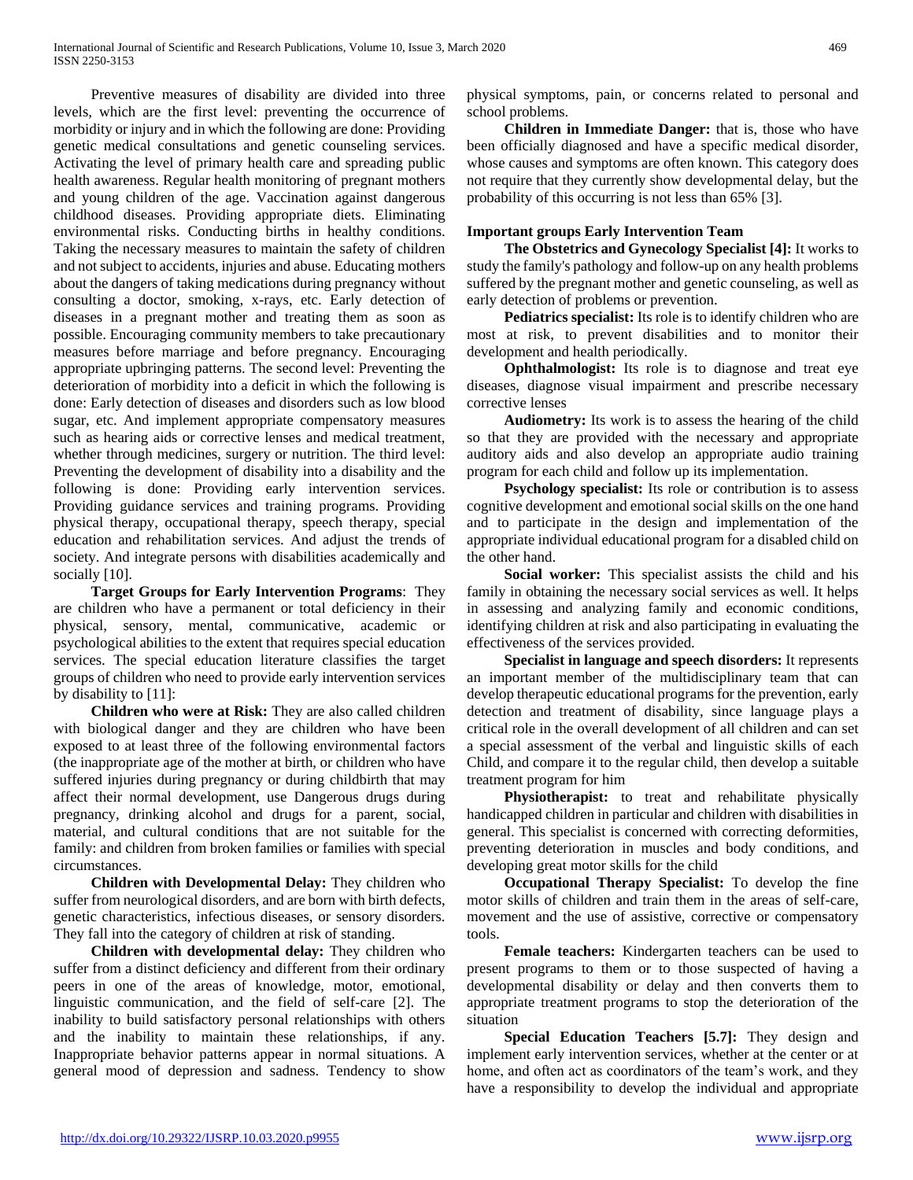Preventive measures of disability are divided into three levels, which are the first level: preventing the occurrence of morbidity or injury and in which the following are done: Providing genetic medical consultations and genetic counseling services. Activating the level of primary health care and spreading public health awareness. Regular health monitoring of pregnant mothers and young children of the age. Vaccination against dangerous childhood diseases. Providing appropriate diets. Eliminating environmental risks. Conducting births in healthy conditions. Taking the necessary measures to maintain the safety of children and not subject to accidents, injuries and abuse. Educating mothers about the dangers of taking medications during pregnancy without consulting a doctor, smoking, x-rays, etc. Early detection of diseases in a pregnant mother and treating them as soon as possible. Encouraging community members to take precautionary measures before marriage and before pregnancy. Encouraging appropriate upbringing patterns. The second level: Preventing the deterioration of morbidity into a deficit in which the following is done: Early detection of diseases and disorders such as low blood sugar, etc. And implement appropriate compensatory measures such as hearing aids or corrective lenses and medical treatment, whether through medicines, surgery or nutrition. The third level: Preventing the development of disability into a disability and the following is done: Providing early intervention services. Providing guidance services and training programs. Providing physical therapy, occupational therapy, speech therapy, special education and rehabilitation services. And adjust the trends of society. And integrate persons with disabilities academically and socially [10].

**Target Groups for Early Intervention Programs**: They are children who have a permanent or total deficiency in their physical, sensory, mental, communicative, academic or psychological abilities to the extent that requires special education services. The special education literature classifies the target groups of children who need to provide early intervention services by disability to [11]:

**Children who were at Risk:** They are also called children with biological danger and they are children who have been exposed to at least three of the following environmental factors (the inappropriate age of the mother at birth, or children who have suffered injuries during pregnancy or during childbirth that may affect their normal development, use Dangerous drugs during pregnancy, drinking alcohol and drugs for a parent, social, material, and cultural conditions that are not suitable for the family: and children from broken families or families with special circumstances.

**Children with Developmental Delay:** They children who suffer from neurological disorders, and are born with birth defects, genetic characteristics, infectious diseases, or sensory disorders. They fall into the category of children at risk of standing.

**Children with developmental delay:** They children who suffer from a distinct deficiency and different from their ordinary peers in one of the areas of knowledge, motor, emotional, linguistic communication, and the field of self-care [2]. The inability to build satisfactory personal relationships with others and the inability to maintain these relationships, if any. Inappropriate behavior patterns appear in normal situations. A general mood of depression and sadness. Tendency to show physical symptoms, pain, or concerns related to personal and school problems.

**Children in Immediate Danger:** that is, those who have been officially diagnosed and have a specific medical disorder, whose causes and symptoms are often known. This category does not require that they currently show developmental delay, but the probability of this occurring is not less than 65% [3].

**Important groups Early Intervention Team**

**The Obstetrics and Gynecology Specialist [4]:** It works to study the family's pathology and follow-up on any health problems suffered by the pregnant mother and genetic counseling, as well as early detection of problems or prevention.

**Pediatrics specialist:** Its role is to identify children who are most at risk, to prevent disabilities and to monitor their development and health periodically.

**Ophthalmologist:** Its role is to diagnose and treat eye diseases, diagnose visual impairment and prescribe necessary corrective lenses

**Audiometry:** Its work is to assess the hearing of the child so that they are provided with the necessary and appropriate auditory aids and also develop an appropriate audio training program for each child and follow up its implementation.

**Psychology specialist:** Its role or contribution is to assess cognitive development and emotional social skills on the one hand and to participate in the design and implementation of the appropriate individual educational program for a disabled child on the other hand.

**Social worker:** This specialist assists the child and his family in obtaining the necessary social services as well. It helps in assessing and analyzing family and economic conditions, identifying children at risk and also participating in evaluating the effectiveness of the services provided.

**Specialist in language and speech disorders:** It represents an important member of the multidisciplinary team that can develop therapeutic educational programs for the prevention, early detection and treatment of disability, since language plays a critical role in the overall development of all children and can set a special assessment of the verbal and linguistic skills of each Child, and compare it to the regular child, then develop a suitable treatment program for him

**Physiotherapist:** to treat and rehabilitate physically handicapped children in particular and children with disabilities in general. This specialist is concerned with correcting deformities, preventing deterioration in muscles and body conditions, and developing great motor skills for the child

**Occupational Therapy Specialist:** To develop the fine motor skills of children and train them in the areas of self-care, movement and the use of assistive, corrective or compensatory tools.

**Female teachers:** Kindergarten teachers can be used to present programs to them or to those suspected of having a developmental disability or delay and then converts them to appropriate treatment programs to stop the deterioration of the situation

**Special Education Teachers [5.7]:** They design and implement early intervention services, whether at the center or at home, and often act as coordinators of the team's work, and they have a responsibility to develop the individual and appropriate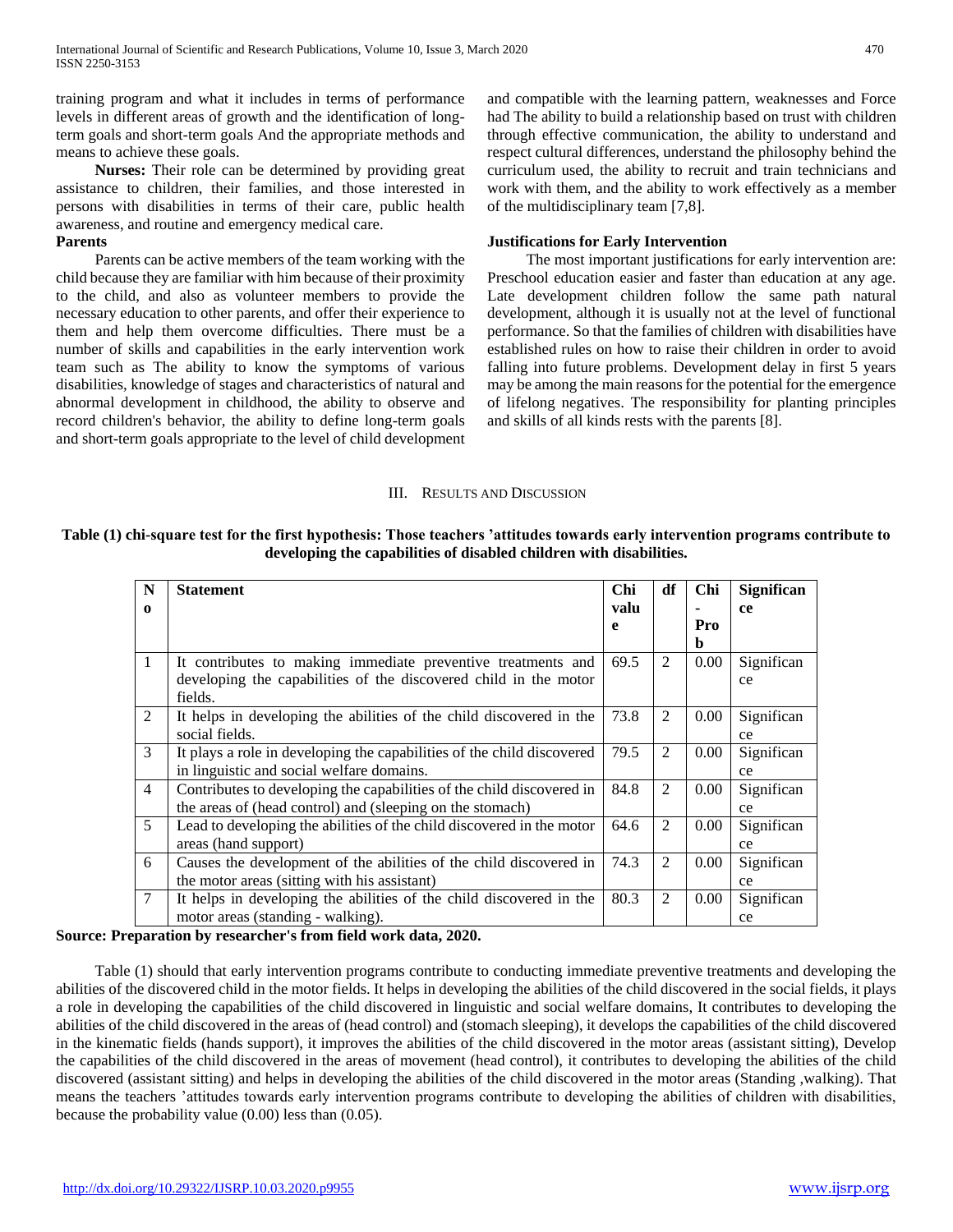training program and what it includes in terms of performance levels in different areas of growth and the identification of long-term goals and short-term goals And the appropriate methods and means to achieve these goals.

**Nurses:** Their role can be determined by providing great assistance to children, their families, and those interested in persons with disabilities in terms of their care, public health awareness, and routine and emergency medical care.

**Parents**

Parents can be active members of the team working with the child because they are familiar with him because of their proximity to the child, and also as volunteer members to provide the necessary education to other parents, and offer their experience to them and help them overcome difficulties. There must be a number of skills and capabilities in the early intervention work team such as The ability to know the symptoms of various disabilities, knowledge of stages and characteristics of natural and abnormal development in childhood, the ability to observe and record children's behavior, the ability to define long-term goals and short-term goals appropriate to the level of child development and compatible with the learning pattern, weaknesses and Force had The ability to build a relationship based on trust with children through effective communication, the ability to understand and respect cultural differences, understand the philosophy behind the curriculum used, the ability to recruit and train technicians and work with them, and the ability to work effectively as a member of the multidisciplinary team [7,8].

**Justifications for Early Intervention**

The most important justifications for early intervention are: Preschool education easier and faster than education at any age. Late development children follow the same path natural development, although it is usually not at the level of functional performance. So that the families of children with disabilities have established rules on how to raise their children in order to avoid falling into future problems. Development delay in first 5 years may be among the main reasons for the potential for the emergence of lifelong negatives. The responsibility for planting principles and skills of all kinds rests with the parents [8].

## III. Results and Discussion

**Table (1) chi-square test for the first hypothesis: Those teachers 'attitudes towards early intervention programs contribute to developing the capabilities of disabled children with disabilities.**

| No | Statement | Chi value | df | Chi - Prob | Significance |
|---|---|---|---|---|---|
| 1 | It contributes to making immediate preventive treatments and developing the capabilities of the discovered child in the motor fields. | 69.5 | 2 | 0.00 | Significance |
| 2 | It helps in developing the abilities of the child discovered in the social fields. | 73.8 | 2 | 0.00 | Significance |
| 3 | It plays a role in developing the capabilities of the child discovered in linguistic and social welfare domains. | 79.5 | 2 | 0.00 | Significance |
| 4 | Contributes to developing the capabilities of the child discovered in the areas of (head control) and (sleeping on the stomach) | 84.8 | 2 | 0.00 | Significance |
| 5 | Lead to developing the abilities of the child discovered in the motor areas (hand support) | 64.6 | 2 | 0.00 | Significance |
| 6 | Causes the development of the abilities of the child discovered in the motor areas (sitting with his assistant) | 74.3 | 2 | 0.00 | Significance |
| 7 | It helps in developing the abilities of the child discovered in the motor areas (standing - walking). | 80.3 | 2 | 0.00 | Significance |

**Source: Preparation by researcher's from field work data, 2020.**

Table (1) should that early intervention programs contribute to conducting immediate preventive treatments and developing the abilities of the discovered child in the motor fields. It helps in developing the abilities of the child discovered in the social fields, it plays a role in developing the capabilities of the child discovered in linguistic and social welfare domains, It contributes to developing the abilities of the child discovered in the areas of (head control) and (stomach sleeping), it develops the capabilities of the child discovered in the kinematic fields (hands support), it improves the abilities of the child discovered in the motor areas (assistant sitting), Develop the capabilities of the child discovered in the areas of movement (head control), it contributes to developing the abilities of the child discovered (assistant sitting) and helps in developing the abilities of the child discovered in the motor areas (Standing ,walking). That means the teachers 'attitudes towards early intervention programs contribute to developing the abilities of children with disabilities, because the probability value (0.00) less than (0.05).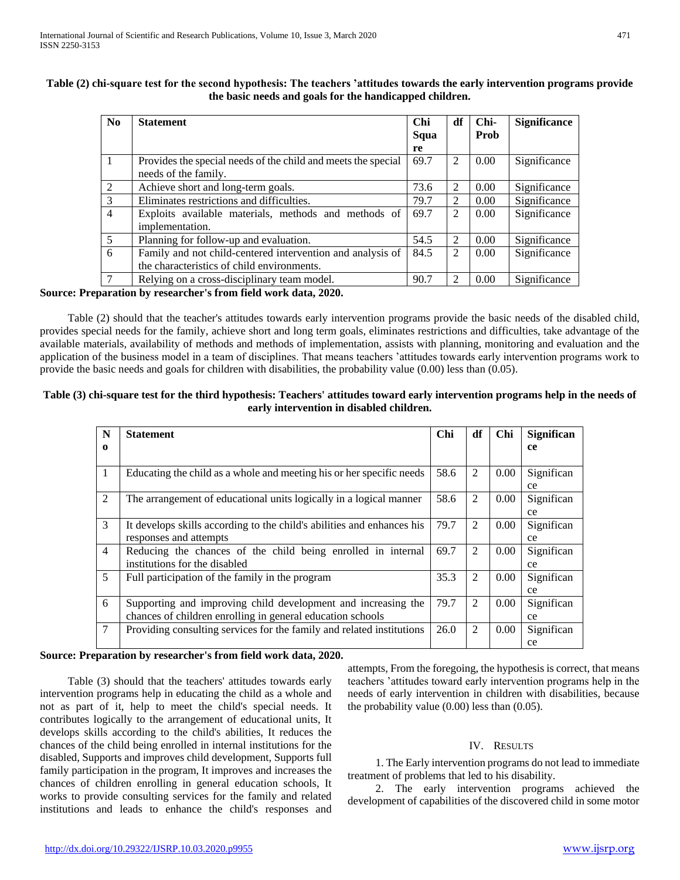**Table (2) chi-square test for the second hypothesis: The teachers 'attitudes towards the early intervention programs provide the basic needs and goals for the handicapped children.**

| No | Statement | Chi Square | df | Chi-Prob | Significance |
|---|---|---|---|---|---|
| 1 | Provides the special needs of the child and meets the special needs of the family. | 69.7 | 2 | 0.00 | Significance |
| 2 | Achieve short and long-term goals. | 73.6 | 2 | 0.00 | Significance |
| 3 | Eliminates restrictions and difficulties. | 79.7 | 2 | 0.00 | Significance |
| 4 | Exploits available materials, methods and methods of implementation. | 69.7 | 2 | 0.00 | Significance |
| 5 | Planning for follow-up and evaluation. | 54.5 | 2 | 0.00 | Significance |
| 6 | Family and not child-centered intervention and analysis of the characteristics of child environments. | 84.5 | 2 | 0.00 | Significance |
| 7 | Relying on a cross-disciplinary team model. | 90.7 | 2 | 0.00 | Significance |

**Source: Preparation by researcher's from field work data, 2020.**

Table (2) should that the teacher's attitudes towards early intervention programs provide the basic needs of the disabled child, provides special needs for the family, achieve short and long term goals, eliminates restrictions and difficulties, take advantage of the available materials, availability of methods and methods of implementation, assists with planning, monitoring and evaluation and the application of the business model in a team of disciplines. That means teachers 'attitudes towards early intervention programs work to provide the basic needs and goals for children with disabilities, the probability value (0.00) less than (0.05).

**Table (3) chi-square test for the third hypothesis: Teachers' attitudes toward early intervention programs help in the needs of early intervention in disabled children.**

| No | Statement | Chi | df | Chi | Significance |
|---|---|---|---|---|---|
| 1 | Educating the child as a whole and meeting his or her specific needs | 58.6 | 2 | 0.00 | Significance |
| 2 | The arrangement of educational units logically in a logical manner | 58.6 | 2 | 0.00 | Significance |
| 3 | It develops skills according to the child's abilities and enhances his responses and attempts | 79.7 | 2 | 0.00 | Significance |
| 4 | Reducing the chances of the child being enrolled in internal institutions for the disabled | 69.7 | 2 | 0.00 | Significance |
| 5 | Full participation of the family in the program | 35.3 | 2 | 0.00 | Significance |
| 6 | Supporting and improving child development and increasing the chances of children enrolling in general education schools | 79.7 | 2 | 0.00 | Significance |
| 7 | Providing consulting services for the family and related institutions | 26.0 | 2 | 0.00 | Significance |

**Source: Preparation by researcher's from field work data, 2020.**

Table (3) should that the teachers' attitudes towards early intervention programs help in educating the child as a whole and not as part of it, help to meet the child's special needs. It contributes logically to the arrangement of educational units, It develops skills according to the child's abilities, It reduces the chances of the child being enrolled in internal institutions for the disabled, Supports and improves child development, Supports full family participation in the program, It improves and increases the chances of children enrolling in general education schools, It works to provide consulting services for the family and related institutions and leads to enhance the child's responses and attempts, From the foregoing, the hypothesis is correct, that means teachers 'attitudes toward early intervention programs help in the needs of early intervention in children with disabilities, because the probability value (0.00) less than (0.05).

## IV. Results

1. The Early intervention programs do not lead to immediate treatment of problems that led to his disability.

2. The early intervention programs achieved the development of capabilities of the discovered child in some motor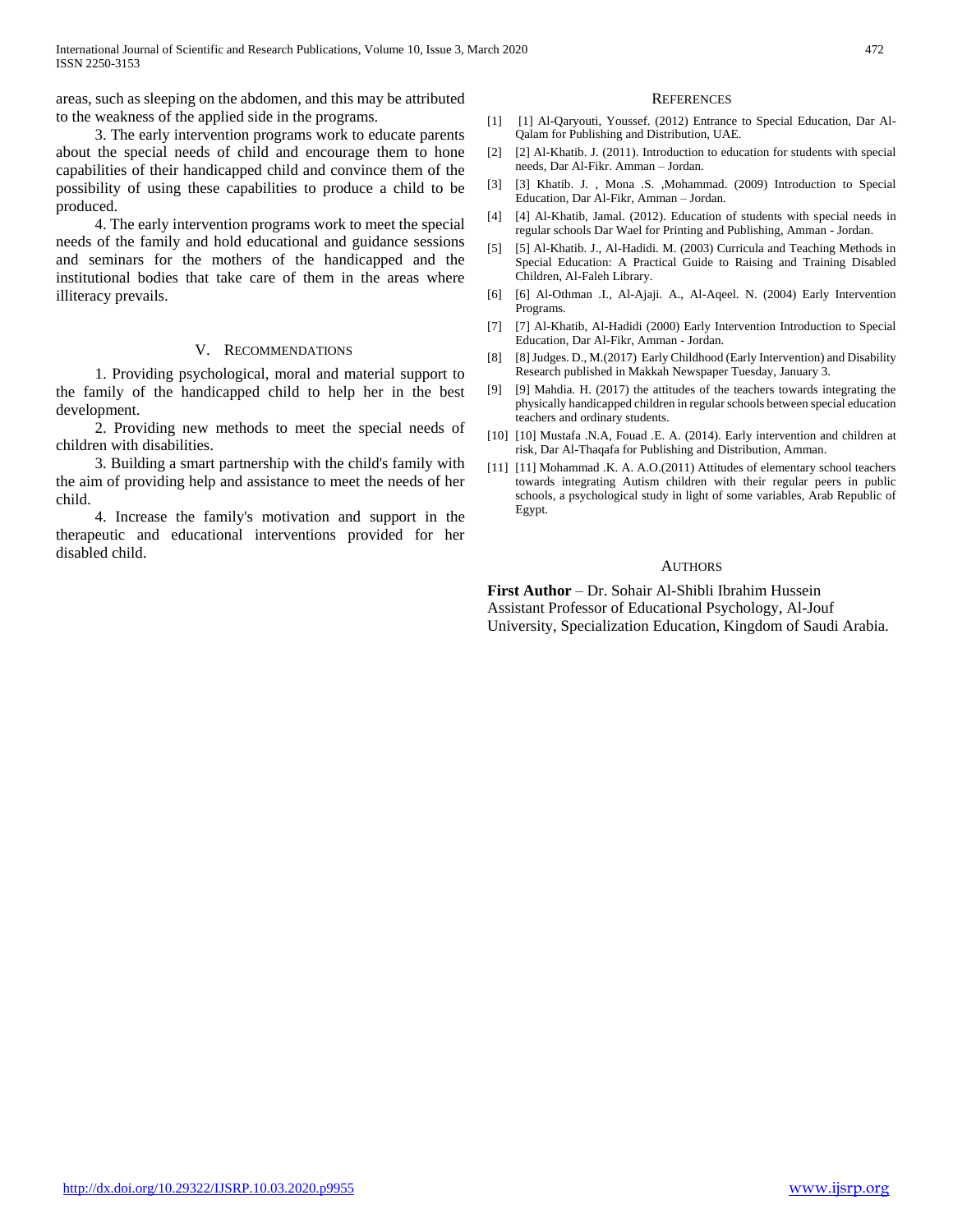areas, such as sleeping on the abdomen, and this may be attributed to the weakness of the applied side in the programs.

3. The early intervention programs work to educate parents about the special needs of child and encourage them to hone capabilities of their handicapped child and convince them of the possibility of using these capabilities to produce a child to be produced.

4. The early intervention programs work to meet the special needs of the family and hold educational and guidance sessions and seminars for the mothers of the handicapped and the institutional bodies that take care of them in the areas where illiteracy prevails.

## V. Recommendations

1. Providing psychological, moral and material support to the family of the handicapped child to help her in the best development.

2. Providing new methods to meet the special needs of children with disabilities.

3. Building a smart partnership with the child's family with the aim of providing help and assistance to meet the needs of her child.

4. Increase the family's motivation and support in the therapeutic and educational interventions provided for her disabled child.

## References

[1] [1] Al-Qaryouti, Youssef. (2012) Entrance to Special Education, Dar Al-Qalam for Publishing and Distribution, UAE.

[2] [2] Al-Khatib. J. (2011). Introduction to education for students with special needs, Dar Al-Fikr. Amman – Jordan.

[3] [3] Khatib. J. , Mona .S. ,Mohammad. (2009) Introduction to Special Education, Dar Al-Fikr, Amman – Jordan.

[4] [4] Al-Khatib, Jamal. (2012). Education of students with special needs in regular schools Dar Wael for Printing and Publishing, Amman - Jordan.

[5] [5] Al-Khatib. J., Al-Hadidi. M. (2003) Curricula and Teaching Methods in Special Education: A Practical Guide to Raising and Training Disabled Children, Al-Faleh Library.

[6] [6] Al-Othman .I., Al-Ajaji. A., Al-Aqeel. N. (2004) Early Intervention Programs.

[7] [7] Al-Khatib, Al-Hadidi (2000) Early Intervention Introduction to Special Education, Dar Al-Fikr, Amman - Jordan.

[8] [8] Judges. D., M.(2017) Early Childhood (Early Intervention) and Disability Research published in Makkah Newspaper Tuesday, January 3.

[9] [9] Mahdia. H. (2017) the attitudes of the teachers towards integrating the physically handicapped children in regular schools between special education teachers and ordinary students.

[10] [10] Mustafa .N.A, Fouad .E. A. (2014). Early intervention and children at risk, Dar Al-Thaqafa for Publishing and Distribution, Amman.

[11] [11] Mohammad .K. A. A.O.(2011) Attitudes of elementary school teachers towards integrating Autism children with their regular peers in public schools, a psychological study in light of some variables, Arab Republic of Egypt.

## Authors

**First Author** – Dr. Sohair Al-Shibli Ibrahim Hussein Assistant Professor of Educational Psychology, Al-Jouf University, Specialization Education, Kingdom of Saudi Arabia.